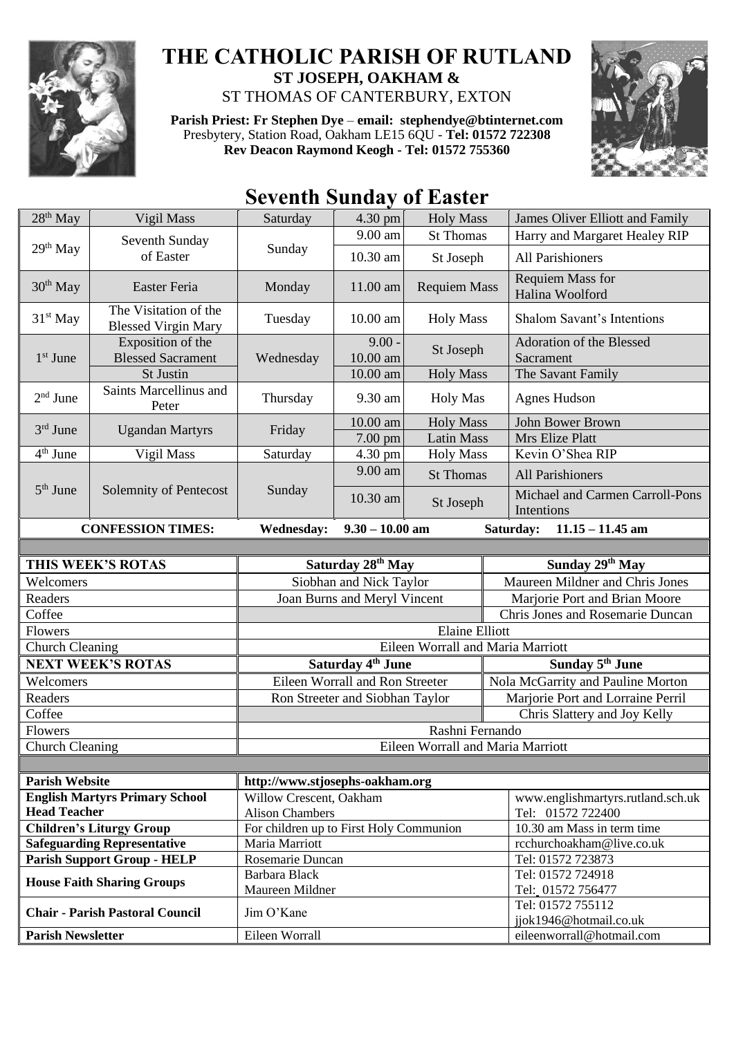# THE CATHOLIC PARISH OF RUTLAND

**ST JOSEPH, OAKHAM &**

ST THOMAS OF CANTERBURY, EXTON

**Parish Priest: Fr Stephen Dye** – **email: stephendye@btinternet.com**
Presbytery, Station Road, Oakham LE15 6QU - **Tel: 01572 722308**
**Rev Deacon Raymond Keogh - Tel: 01572 755360**

## Seventh Sunday of Easter

| | | | | | |
|---|---|---|---|---|---|
| 28th May | Vigil Mass | Saturday | 4.30 pm | Holy Mass | James Oliver Elliott and Family |
| 29th May | Seventh Sunday of Easter | Sunday | 9.00 am | St Thomas | Harry and Margaret Healey RIP |
| | | | 10.30 am | St Joseph | All Parishioners |
| 30th May | Easter Feria | Monday | 11.00 am | Requiem Mass | Requiem Mass for Halina Woolford |
| 31st May | The Visitation of the Blessed Virgin Mary | Tuesday | 10.00 am | Holy Mass | Shalom Savant's Intentions |
| 1st June | Exposition of the Blessed Sacrament | Wednesday | 9.00 - 10.00 am | St Joseph | Adoration of the Blessed Sacrament |
| | St Justin | | 10.00 am | Holy Mass | The Savant Family |
| 2nd June | Saints Marcellinus and Peter | Thursday | 9.30 am | Holy Mas | Agnes Hudson |
| 3rd June | Ugandan Martyrs | Friday | 10.00 am | Holy Mass | John Bower Brown |
| | | | 7.00 pm | Latin Mass | Mrs Elize Platt |
| 4th June | Vigil Mass | Saturday | 4.30 pm | Holy Mass | Kevin O'Shea RIP |
| 5th June | Solemnity of Pentecost | Sunday | 9.00 am | St Thomas | All Parishioners |
| | | | 10.30 am | St Joseph | Michael and Carmen Carroll-Pons Intentions |

**CONFESSION TIMES:** **Wednesday: 9.30 – 10.00 am** **Saturday: 11.15 – 11.45 am**

| THIS WEEK'S ROTAS | Saturday 28th May | Sunday 29th May |
|---|---|---|
| Welcomers | Siobhan and Nick Taylor | Maureen Mildner and Chris Jones |
| Readers | Joan Burns and Meryl Vincent | Marjorie Port and Brian Moore |
| Coffee | | Chris Jones and Rosemarie Duncan |
| Flowers | Elaine Elliott | |
| Church Cleaning | Eileen Worrall and Maria Marriott | |
| **NEXT WEEK'S ROTAS** | **Saturday 4th June** | **Sunday 5th June** |
| Welcomers | Eileen Worrall and Ron Streeter | Nola McGarrity and Pauline Morton |
| Readers | Ron Streeter and Siobhan Taylor | Marjorie Port and Lorraine Perril |
| Coffee | | Chris Slattery and Joy Kelly |
| Flowers | Rashni Fernando | |
| Church Cleaning | Eileen Worrall and Maria Marriott | |

| | | |
|---|---|---|
| **Parish Website** | http://www.stjosephs-oakham.org | |
| **English Martyrs Primary School Head Teacher** | Willow Crescent, Oakham Alison Chambers | www.englishmartyrs.rutland.sch.uk Tel: 01572 722400 |
| **Children's Liturgy Group** | For children up to First Holy Communion | 10.30 am Mass in term time |
| **Safeguarding Representative** | Maria Marriott | rcchurchoakham@live.co.uk |
| **Parish Support Group - HELP** | Rosemarie Duncan | Tel: 01572 723873 |
| **House Faith Sharing Groups** | Barbara Black Maureen Mildner | Tel: 01572 724918 Tel: 01572 756477 |
| **Chair - Parish Pastoral Council** | Jim O'Kane | Tel: 01572 755112 jjok1946@hotmail.co.uk |
| **Parish Newsletter** | Eileen Worrall | eileenworrall@hotmail.com |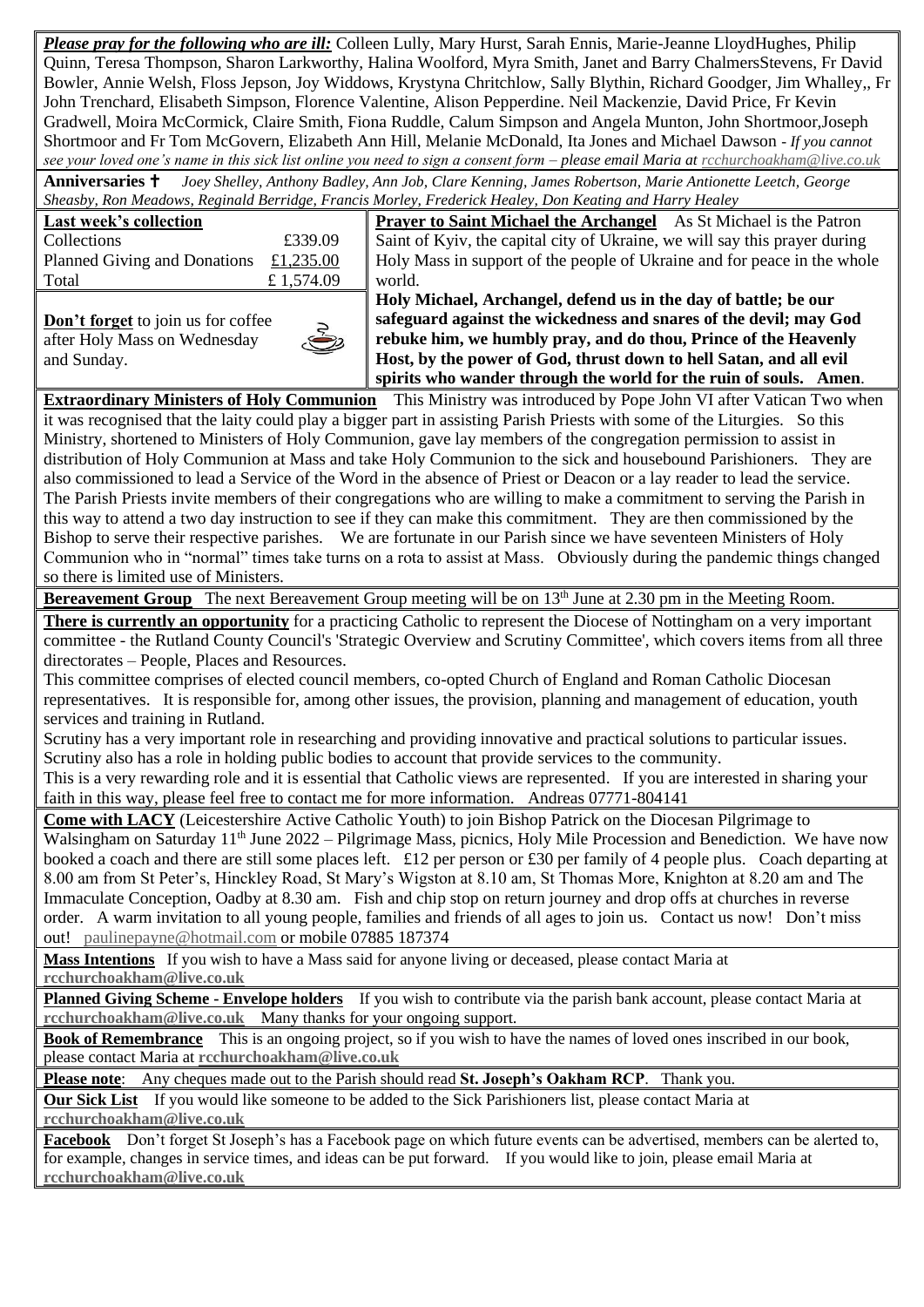***Please pray for the following who are ill:*** Colleen Lully, Mary Hurst, Sarah Ennis, Marie-Jeanne LloydHughes, Philip Quinn, Teresa Thompson, Sharon Larkworthy, Halina Woolford, Myra Smith, Janet and Barry ChalmersStevens, Fr David Bowler, Annie Welsh, Floss Jepson, Joy Widdows, Krystyna Chritchlow, Sally Blythin, Richard Goodger, Jim Whalley,, Fr John Trenchard, Elisabeth Simpson, Florence Valentine, Alison Pepperdine. Neil Mackenzie, David Price, Fr Kevin Gradwell, Moira McCormick, Claire Smith, Fiona Ruddle, Calum Simpson and Angela Munton, John Shortmoor,Joseph Shortmoor and Fr Tom McGovern, Elizabeth Ann Hill, Melanie McDonald, Ita Jones and Michael Dawson - *If you cannot see your loved one's name in this sick list online you need to sign a consent form – please email Maria at rcchurchoakham@live.co.uk*

**Anniversaries ✝** *Joey Shelley, Anthony Badley, Ann Job, Clare Kenning, James Robertson, Marie Antionette Leetch, George Sheasby, Ron Meadows, Reginald Berridge, Francis Morley, Frederick Healey, Don Keating and Harry Healey*

**Last week's collection**

| | |
|---|---|
| Collections | £339.09 |
| Planned Giving and Donations | £1,235.00 |
| Total | £ 1,574.09 |

**Don't forget** to join us for coffee after Holy Mass on Wednesday and Sunday.

**Prayer to Saint Michael the Archangel** As St Michael is the Patron Saint of Kyiv, the capital city of Ukraine, we will say this prayer during Holy Mass in support of the people of Ukraine and for peace in the whole world.

**Holy Michael, Archangel, defend us in the day of battle; be our safeguard against the wickedness and snares of the devil; may God rebuke him, we humbly pray, and do thou, Prince of the Heavenly Host, by the power of God, thrust down to hell Satan, and all evil spirits who wander through the world for the ruin of souls. Amen**.

**Extraordinary Ministers of Holy Communion** This Ministry was introduced by Pope John VI after Vatican Two when it was recognised that the laity could play a bigger part in assisting Parish Priests with some of the Liturgies. So this Ministry, shortened to Ministers of Holy Communion, gave lay members of the congregation permission to assist in distribution of Holy Communion at Mass and take Holy Communion to the sick and housebound Parishioners. They are also commissioned to lead a Service of the Word in the absence of Priest or Deacon or a lay reader to lead the service. The Parish Priests invite members of their congregations who are willing to make a commitment to serving the Parish in this way to attend a two day instruction to see if they can make this commitment. They are then commissioned by the Bishop to serve their respective parishes. We are fortunate in our Parish since we have seventeen Ministers of Holy Communion who in "normal" times take turns on a rota to assist at Mass. Obviously during the pandemic things changed so there is limited use of Ministers.

**Bereavement Group** The next Bereavement Group meeting will be on 13th June at 2.30 pm in the Meeting Room.

**There is currently an opportunity** for a practicing Catholic to represent the Diocese of Nottingham on a very important committee - the Rutland County Council's 'Strategic Overview and Scrutiny Committee', which covers items from all three directorates – People, Places and Resources.

This committee comprises of elected council members, co-opted Church of England and Roman Catholic Diocesan representatives. It is responsible for, among other issues, the provision, planning and management of education, youth services and training in Rutland.

Scrutiny has a very important role in researching and providing innovative and practical solutions to particular issues. Scrutiny also has a role in holding public bodies to account that provide services to the community.

This is a very rewarding role and it is essential that Catholic views are represented. If you are interested in sharing your faith in this way, please feel free to contact me for more information. Andreas 07771-804141

**Come with LACY** (Leicestershire Active Catholic Youth) to join Bishop Patrick on the Diocesan Pilgrimage to Walsingham on Saturday 11th June 2022 – Pilgrimage Mass, picnics, Holy Mile Procession and Benediction. We have now booked a coach and there are still some places left. £12 per person or £30 per family of 4 people plus. Coach departing at 8.00 am from St Peter's, Hinckley Road, St Mary's Wigston at 8.10 am, St Thomas More, Knighton at 8.20 am and The Immaculate Conception, Oadby at 8.30 am. Fish and chip stop on return journey and drop offs at churches in reverse order. A warm invitation to all young people, families and friends of all ages to join us. Contact us now! Don't miss out! paulinepayne@hotmail.com or mobile 07885 187374

**Mass Intentions** If you wish to have a Mass said for anyone living or deceased, please contact Maria at **rcchurchoakham@live.co.uk**

**Planned Giving Scheme - Envelope holders** If you wish to contribute via the parish bank account, please contact Maria at **rcchurchoakham@live.co.uk** Many thanks for your ongoing support.

**Book of Remembrance** This is an ongoing project, so if you wish to have the names of loved ones inscribed in our book, please contact Maria at **rcchurchoakham@live.co.uk**

**Please note**: Any cheques made out to the Parish should read **St. Joseph's Oakham RCP**. Thank you.

**Our Sick List** If you would like someone to be added to the Sick Parishioners list, please contact Maria at **rcchurchoakham@live.co.uk**

**Facebook** Don't forget St Joseph's has a Facebook page on which future events can be advertised, members can be alerted to, for example, changes in service times, and ideas can be put forward. If you would like to join, please email Maria at **rcchurchoakham@live.co.uk**